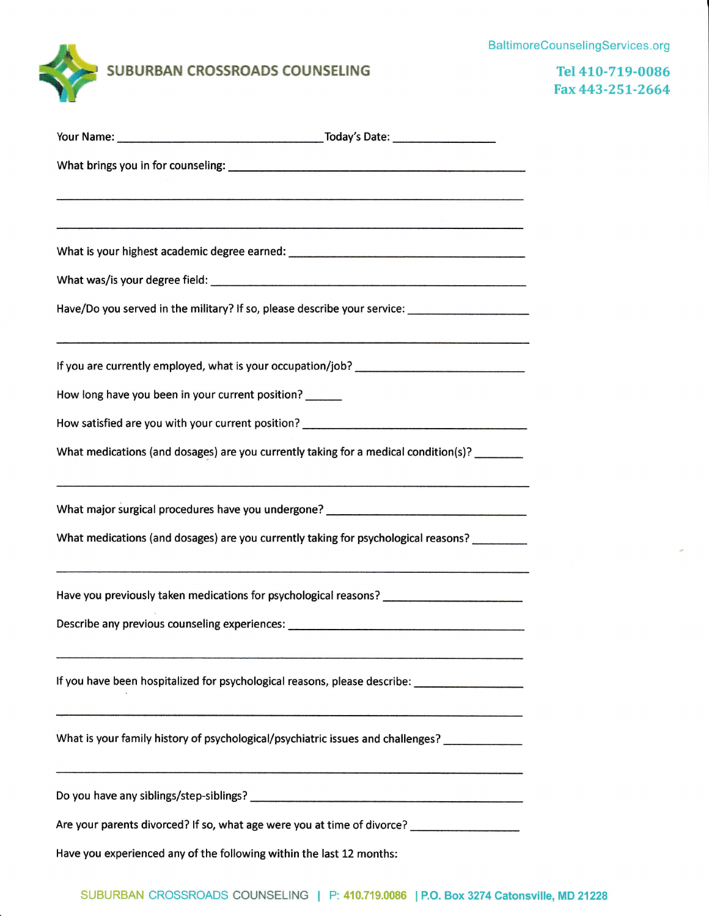# SUBURBAN CROSSROADS COUNSELING

BaltimoreCounselingServices.org

Tel 410-719-0086
Fax 443-251-2664

Your Name: ________________________________ Today's Date: _______________

What brings you in for counseling: ____________________________________________

______________________________________________________________________

______________________________________________________________________

What is your highest academic degree earned: ____________________________________

What was/is your degree field: _______________________________________________

Have/Do you served in the military? If so, please describe your service: __________________

______________________________________________________________________

If you are currently employed, what is your occupation/job? __________________________

How long have you been in your current position? ______

How satisfied are you with your current position? ________________________________

What medications (and dosages) are you currently taking for a medical condition(s)? _______

______________________________________________________________________

What major surgical procedures have you undergone? ______________________________

What medications (and dosages) are you currently taking for psychological reasons? ________

______________________________________________________________________

Have you previously taken medications for psychological reasons? ____________________

Describe any previous counseling experiences: ___________________________________

______________________________________________________________________

If you have been hospitalized for psychological reasons, please describe: ________________

______________________________________________________________________

What is your family history of psychological/psychiatric issues and challenges? ____________

______________________________________________________________________

Do you have any siblings/step-siblings? _________________________________________

Are your parents divorced? If so, what age were you at time of divorce? ________________

Have you experienced any of the following within the last 12 months:

SUBURBAN CROSSROADS COUNSELING | P: 410.719.0086 | P.O. Box 3274 Catonsville, MD 21228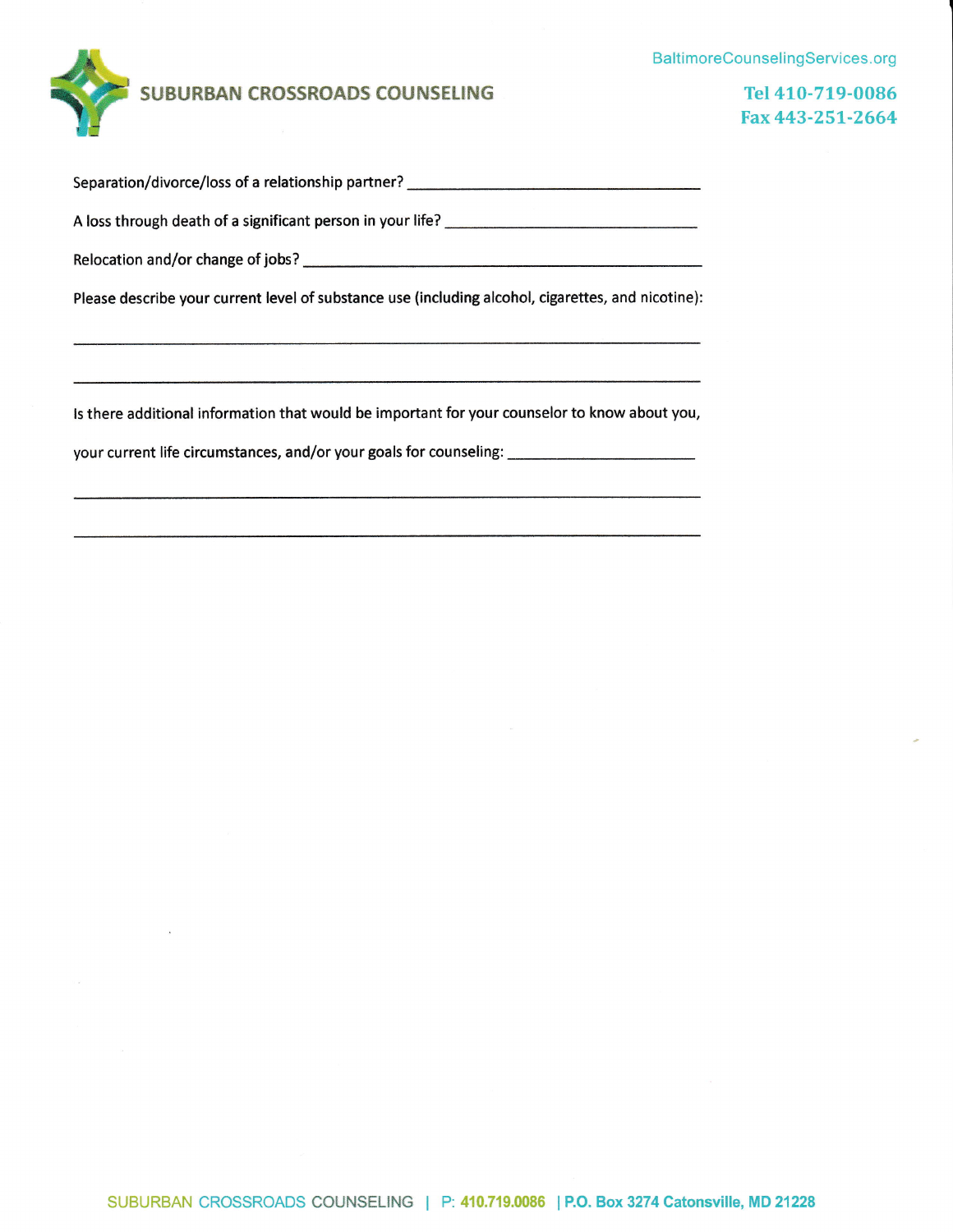Separation/divorce/loss of a relationship partner? ___________________________________

A loss through death of a significant person in your life? ______________________________

Relocation and/or change of jobs? _______________________________________________

Please describe your current level of substance use (including alcohol, cigarettes, and nicotine):

_____________________________________________________________________________

_____________________________________________________________________________

Is there additional information that would be important for your counselor to know about you, your current life circumstances, and/or your goals for counseling: ________________________

_____________________________________________________________________________

_____________________________________________________________________________